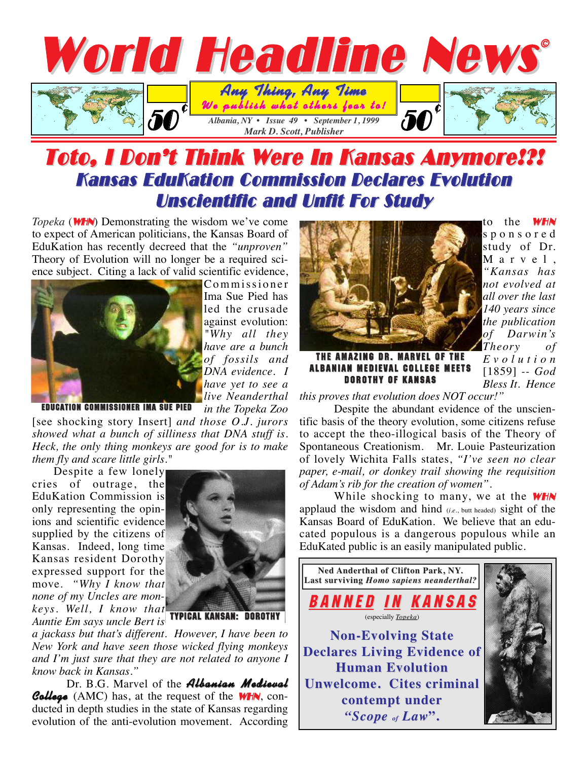# World Headline News©

**Any Thing, Any Time**
*We publish what others fear to!*

50¢ *Albania, NY • Issue 49 • September 1, 1999* 50¢
*Mark D. Scott, Publisher*

# Toto, I Don't Think Were In Kansas Anymore!?!

## Kansas EduKation Commission Declares Evolution Unscientific and Unfit For Study

*Topeka* (**WHN**) Demonstrating the wisdom we've come to expect of American politicians, the Kansas Board of EduKation has recently decreed that the *"unproven"* Theory of Evolution will no longer be a required science subject. Citing a lack of valid scientific evidence, Commissioner Ima Sue Pied has led the crusade against evolution: *"Why all they have are a bunch of fossils and DNA evidence. I have yet to see a live Neanderthal in the Topeka Zoo* [see shocking story Insert] *and those O.J. jurors showed what a bunch of silliness that DNA stuff is. Heck, the only thing monkeys are good for is to make them fly and scare little girls."*

EDUCATION COMMISSIONER IMA SUE PIED

Despite a few lonely cries of outrage, the EduKation Commission is only representing the opinions and scientific evidence supplied by the citizens of Kansas. Indeed, long time Kansas resident Dorothy expressed support for the move. *"Why I know that none of my Uncles are monkeys. Well, I know that Auntie Em says uncle Bert is a jackass but that's different. However, I have been to New York and have seen those wicked flying monkeys and I'm just sure that they are not related to anyone I know back in Kansas."*

TYPICAL KANSAN: DOROTHY

Dr. B.G. Marvel of the ***Albanian Medieval College*** (AMC) has, at the request of the **WHN**, conducted in depth studies in the state of Kansas regarding evolution of the anti-evolution movement. According to the **WHN** sponsored study of Dr. Marvel, *"Kansas has not evolved at all over the last 140 years since the publication of Darwin's Theory of Evolution* [1859] *-- God Bless It. Hence this proves that evolution does NOT occur!"*

THE AMAZING DR. MARVEL OF THE ALBANIAN MEDIEVAL COLLEGE MEETS DOROTHY OF KANSAS

Despite the abundant evidence of the unscientific basis of the theory evolution, some citizens refuse to accept the theo-illogical basis of the Theory of Spontaneous Creationism. Mr. Louie Pasteurization of lovely Wichita Falls states, *"I've seen no clear paper, e-mail, or donkey trail showing the requisition of Adam's rib for the creation of women"*.

While shocking to many, we at the **WHN** applaud the wisdom and hind (*i.e.*, butt headed) sight of the Kansas Board of EduKation. We believe that an educated populous is a dangerous populous while an EduKated public is an easily manipulated public.

---

**Ned Anderthal of Clifton Park, NY.**
**Last surviving *Homo sapiens neanderthal?***

**BANNED IN KANSAS**

(especially *Topeka*)

**Non-Evolving State Declares Living Evidence of Human Evolution Unwelcome. Cites criminal contempt under *"Scope of Law"*.**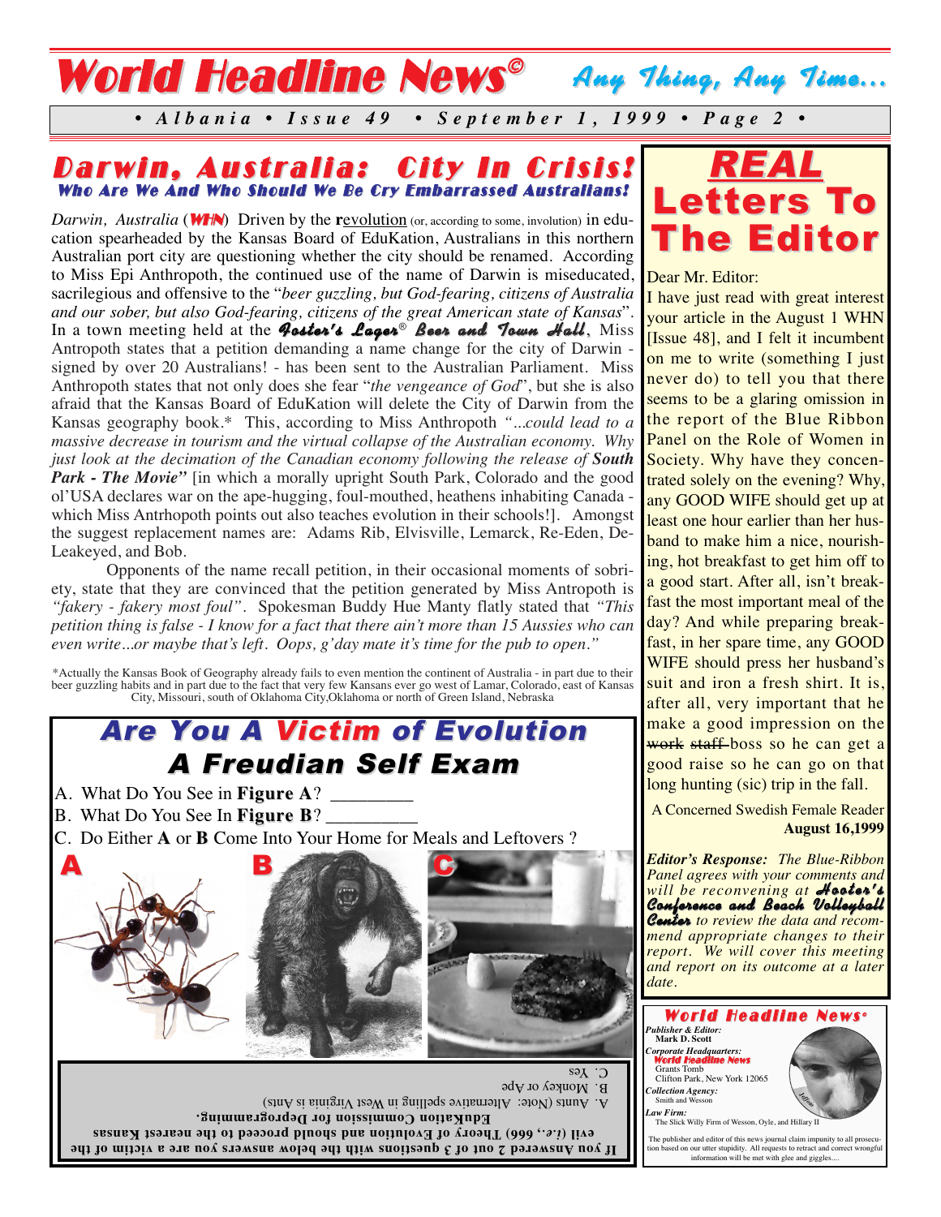# World Headline News© *Any Thing, Any Time...*

*• Albania • Issue 49 • September 1, 1999 •*

## Darwin, Australia: City In Crisis!

### Who Are We And Who Should We Be Cry Embarrassed Australians!

*Darwin, Australia* (**WHN**) Driven by the **r**evolution (or, according to some, involution) in education spearheaded by the Kansas Board of EduKation, Australians in this northern Australian port city are questioning whether the city should be renamed. According to Miss Epi Anthropoth, the continued use of the name of Darwin is miseducated, sacrilegious and offensive to the "*beer guzzling, but God-fearing, citizens of Australia and our sober, but also God-fearing, citizens of the great American state of Kansas*". In a town meeting held at the ***Foster's Lager® Beer and Town Hall***, Miss Antropoth states that a petition demanding a name change for the city of Darwin - signed by over 20 Australians! - has been sent to the Australian Parliament. Miss Anthropoth states that not only does she fear "*the vengeance of God*", but she is also afraid that the Kansas Board of EduKation will delete the City of Darwin from the Kansas geography book.* This, according to Miss Anthropoth *"...could lead to a massive decrease in tourism and the virtual collapse of the Australian economy. Why just look at the decimation of the Canadian economy following the release of **South Park - The Movie**"* [in which a morally upright South Park, Colorado and the good ol'USA declares war on the ape-hugging, foul-mouthed, heathens inhabiting Canada - which Miss Antrhopoth points out also teaches evolution in their schools!]. Amongst the suggest replacement names are: Adams Rib, Elvisville, Lemarck, Re-Eden, De-Leakeyed, and Bob.

Opponents of the name recall petition, in their occasional moments of sobriety, state that they are convinced that the petition generated by Miss Antropoth is *"fakery - fakery most foul"*. Spokesman Buddy Hue Manty flatly stated that *"This petition thing is false - I know for a fact that there ain't more than 15 Aussies who can even write...or maybe that's left. Oops, g'day mate it's time for the pub to open."*

*Actually the Kansas Book of Geography already fails to even mention the continent of Australia - in part due to their beer guzzling habits and in part due to the fact that very few Kansans ever go west of Lamar, Colorado, east of Kansas City, Missouri, south of Oklahoma City,Oklahoma or north of Green Island, Nebraska

## Are You A Victim of Evolution

## A Freudian Self Exam

A. What Do You See in **Figure A**? ________

B. What Do You See In **Figure B**? ________

C. Do Either **A** or **B** Come Into Your Home for Meals and Leftovers ?

A B C

**If you Answered 2 out of 3 questions with the below answers you are a victim of the evil (*i.e.*, 666) Theory of Evolution and should proceed to the nearest Kansas EduKation Commision for Deprograming.**

A. Aunts (Note: Alternative spelling in West Virginia is Ants)

B. Monkey or Ape

C. Yes

## REAL Letters To The Editor

Dear Mr. Editor:

I have just read with great interest your article in the August 1 WHN [Issue 48], and I felt it incumbent on me to write (something I just never do) to tell you that there seems to be a glaring omission in the report of the Blue Ribbon Panel on the Role of Women in Society. Why have they concentrated solely on the evening? Why, any GOOD WIFE should get up at least one hour earlier than her husband to make him a nice, nourishing, hot breakfast to get him off to a good start. After all, isn't breakfast the most important meal of the day? And while preparing breakfast, in her spare time, any GOOD WIFE should press her husband's suit and iron a fresh shirt. It is, after all, very important that he make a good impression on the ~~work~~ ~~staff~~ boss so he can get a good raise so he can go on that long hunting (sic) trip in the fall.

A Concerned Swedish Female Reader
**August 16,1999**

***Editor's Response:*** *The Blue-Ribbon Panel agrees with your comments and will be reconvening at **Hooter's Conference and Beach Volleyball Center** to review the data and recommend appropriate changes to their report. We will cover this meeting and report on its outcome at a later date.*

**World Headline News©**

***Publisher & Editor:***
Mark D. Scott

***Corporate Headquarters:***
**World Headline News**
Grants Tomb
Clifton Park, New York 12065

***Collection Agency:***
Smith and Wesson

***Law Firm:***
The Slick Willy Firm of Wesson, Oyle, and Hillary II

The publisher and editor of this news journal claim impunity to all prosecution based on our utter stupidity. All requests to retract and correct wrongful information will be met with glee and giggles....